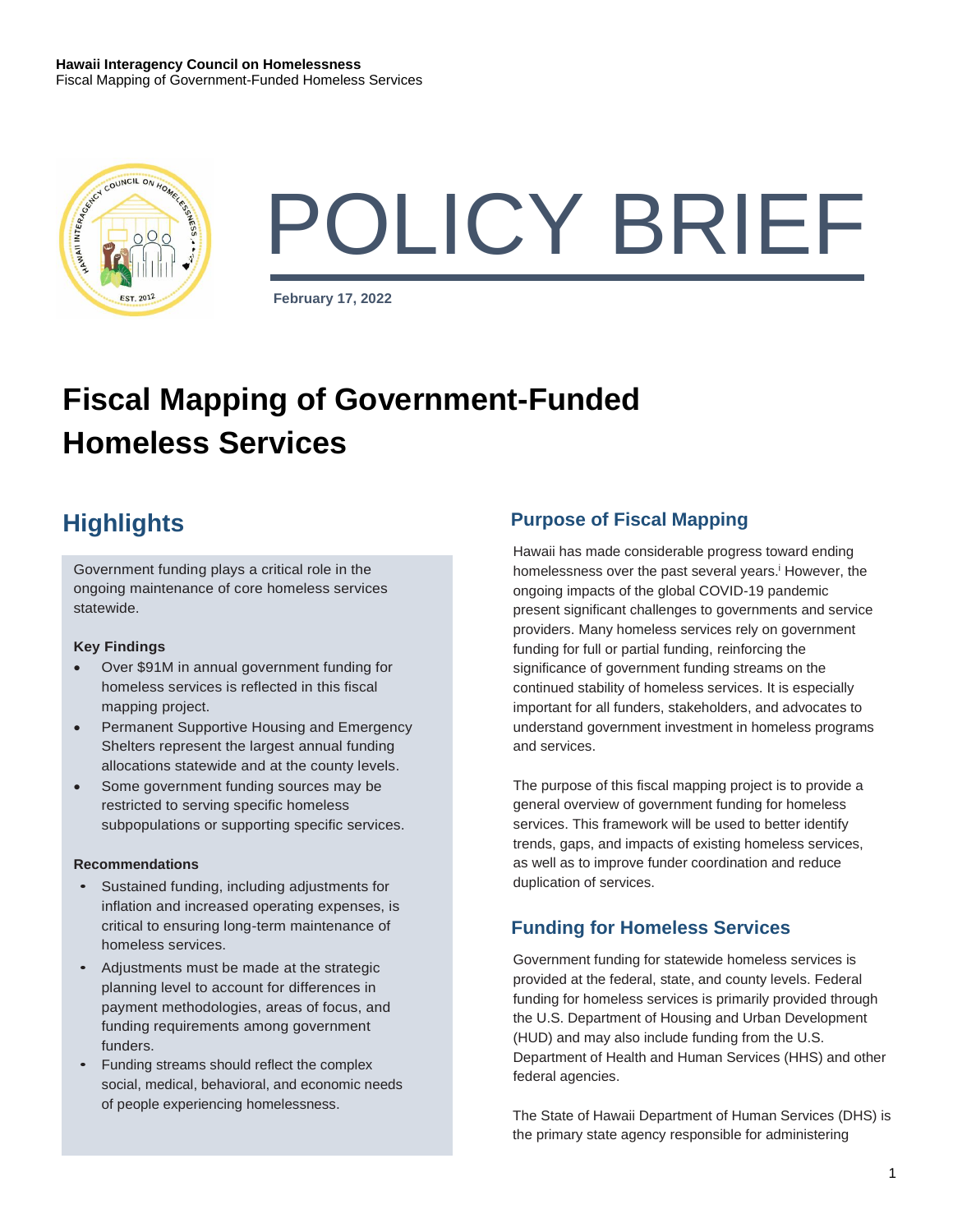**Hawaii Interagency Council on Homelessness**
Fiscal Mapping of Government-Funded Homeless Services

# POLICY BRIEF

**February 17, 2022**

# Fiscal Mapping of Government-Funded Homeless Services

## Highlights

Government funding plays a critical role in the ongoing maintenance of core homeless services statewide.

**Key Findings**

- Over $91M in annual government funding for homeless services is reflected in this fiscal mapping project.
- Permanent Supportive Housing and Emergency Shelters represent the largest annual funding allocations statewide and at the county levels.
- Some government funding sources may be restricted to serving specific homeless subpopulations or supporting specific services.

**Recommendations**

- Sustained funding, including adjustments for inflation and increased operating expenses, is critical to ensuring long-term maintenance of homeless services.
- Adjustments must be made at the strategic planning level to account for differences in payment methodologies, areas of focus, and funding requirements among government funders.
- Funding streams should reflect the complex social, medical, behavioral, and economic needs of people experiencing homelessness.

## Purpose of Fiscal Mapping

Hawaii has made considerable progress toward ending homelessness over the past several years.[i] However, the ongoing impacts of the global COVID-19 pandemic present significant challenges to governments and service providers. Many homeless services rely on government funding for full or partial funding, reinforcing the significance of government funding streams on the continued stability of homeless services. It is especially important for all funders, stakeholders, and advocates to understand government investment in homeless programs and services.

The purpose of this fiscal mapping project is to provide a general overview of government funding for homeless services. This framework will be used to better identify trends, gaps, and impacts of existing homeless services, as well as to improve funder coordination and reduce duplication of services.

## Funding for Homeless Services

Government funding for statewide homeless services is provided at the federal, state, and county levels. Federal funding for homeless services is primarily provided through the U.S. Department of Housing and Urban Development (HUD) and may also include funding from the U.S. Department of Health and Human Services (HHS) and other federal agencies.

The State of Hawaii Department of Human Services (DHS) is the primary state agency responsible for administering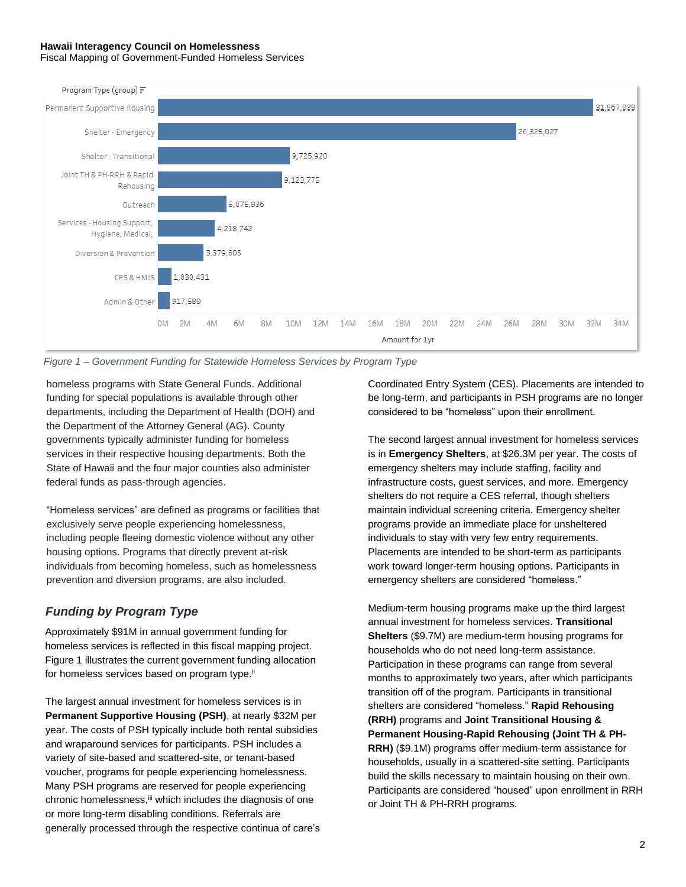| Program Type (group) | Amount for 1yr |
| --- | --- |
| Permanent Supportive Housing | 31,967,939 |
| Shelter - Emergency | 26,325,027 |
| Shelter - Transitional | 9,725,920 |
| Joint TH & PH-RRH & Rapid Rehousing | 9,123,775 |
| Outreach | 5,075,936 |
| Services - Housing Support, Hygiene, Medical, | 4,218,742 |
| Diversion & Prevention | 3,379,505 |
| CES & HMIS | 1,030,431 |
| Admin & Other | 917,589 |

*Figure 1 – Government Funding for Statewide Homeless Services by Program Type*

homeless programs with State General Funds. Additional funding for special populations is available through other departments, including the Department of Health (DOH) and the Department of the Attorney General (AG). County governments typically administer funding for homeless services in their respective housing departments. Both the State of Hawaii and the four major counties also administer federal funds as pass-through agencies.

"Homeless services" are defined as programs or facilities that exclusively serve people experiencing homelessness, including people fleeing domestic violence without any other housing options. Programs that directly prevent at-risk individuals from becoming homeless, such as homelessness prevention and diversion programs, are also included.

## *Funding by Program Type*

Approximately $91M in annual government funding for homeless services is reflected in this fiscal mapping project. Figure 1 illustrates the current government funding allocation for homeless services based on program type.[ii]

The largest annual investment for homeless services is in **Permanent Supportive Housing (PSH)**, at nearly $32M per year. The costs of PSH typically include both rental subsidies and wraparound services for participants. PSH includes a variety of site-based and scattered-site, or tenant-based voucher, programs for people experiencing homelessness. Many PSH programs are reserved for people experiencing chronic homelessness,[iii] which includes the diagnosis of one or more long-term disabling conditions. Referrals are generally processed through the respective continua of care's Coordinated Entry System (CES). Placements are intended to be long-term, and participants in PSH programs are no longer considered to be "homeless" upon their enrollment.

The second largest annual investment for homeless services is in **Emergency Shelters**, at $26.3M per year. The costs of emergency shelters may include staffing, facility and infrastructure costs, guest services, and more. Emergency shelters do not require a CES referral, though shelters maintain individual screening criteria. Emergency shelter programs provide an immediate place for unsheltered individuals to stay with very few entry requirements. Placements are intended to be short-term as participants work toward longer-term housing options. Participants in emergency shelters are considered "homeless."

Medium-term housing programs make up the third largest annual investment for homeless services. **Transitional Shelters** ($9.7M) are medium-term housing programs for households who do not need long-term assistance. Participation in these programs can range from several months to approximately two years, after which participants transition off of the program. Participants in transitional shelters are considered "homeless." **Rapid Rehousing (RRH)** programs and **Joint Transitional Housing & Permanent Housing-Rapid Rehousing (Joint TH & PH-RRH)** ($9.1M) programs offer medium-term assistance for households, usually in a scattered-site setting. Participants build the skills necessary to maintain housing on their own. Participants are considered "housed" upon enrollment in RRH or Joint TH & PH-RRH programs.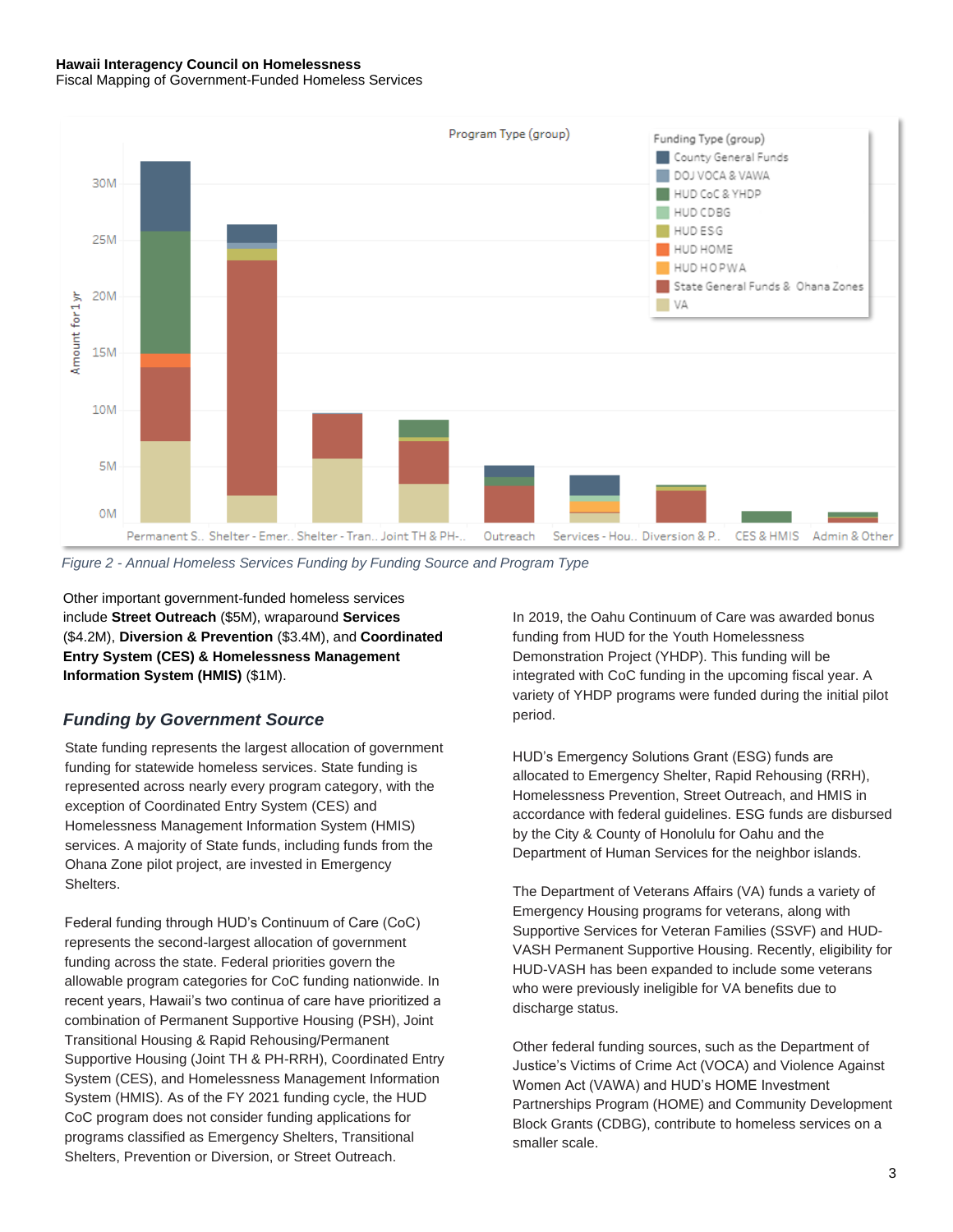Other important government-funded homeless services include **Street Outreach** ($5M), wraparound **Services** ($4.2M), **Diversion & Prevention** ($3.4M), and **Coordinated Entry System (CES) & Homelessness Management Information System (HMIS)** ($1M).

*Figure 2 - Annual Homeless Services Funding by Funding Source and Program Type*

### *Funding by Government Source*

State funding represents the largest allocation of government funding for statewide homeless services. State funding is represented across nearly every program category, with the exception of Coordinated Entry System (CES) and Homelessness Management Information System (HMIS) services. A majority of State funds, including funds from the Ohana Zone pilot project, are invested in Emergency Shelters.

Federal funding through HUD's Continuum of Care (CoC) represents the second-largest allocation of government funding across the state. Federal priorities govern the allowable program categories for CoC funding nationwide. In recent years, Hawaii's two continua of care have prioritized a combination of Permanent Supportive Housing (PSH), Joint Transitional Housing & Rapid Rehousing/Permanent Supportive Housing (Joint TH & PH-RRH), Coordinated Entry System (CES), and Homelessness Management Information System (HMIS). As of the FY 2021 funding cycle, the HUD CoC program does not consider funding applications for programs classified as Emergency Shelters, Transitional Shelters, Prevention or Diversion, or Street Outreach.

In 2019, the Oahu Continuum of Care was awarded bonus funding from HUD for the Youth Homelessness Demonstration Project (YHDP). This funding will be integrated with CoC funding in the upcoming fiscal year. A variety of YHDP programs were funded during the initial pilot period.

HUD's Emergency Solutions Grant (ESG) funds are allocated to Emergency Shelter, Rapid Rehousing (RRH), Homelessness Prevention, Street Outreach, and HMIS in accordance with federal guidelines. ESG funds are disbursed by the City & County of Honolulu for Oahu and the Department of Human Services for the neighbor islands.

The Department of Veterans Affairs (VA) funds a variety of Emergency Housing programs for veterans, along with Supportive Services for Veteran Families (SSVF) and HUD-VASH Permanent Supportive Housing. Recently, eligibility for HUD-VASH has been expanded to include some veterans who were previously ineligible for VA benefits due to discharge status.

Other federal funding sources, such as the Department of Justice's Victims of Crime Act (VOCA) and Violence Against Women Act (VAWA) and HUD's HOME Investment Partnerships Program (HOME) and Community Development Block Grants (CDBG), contribute to homeless services on a smaller scale.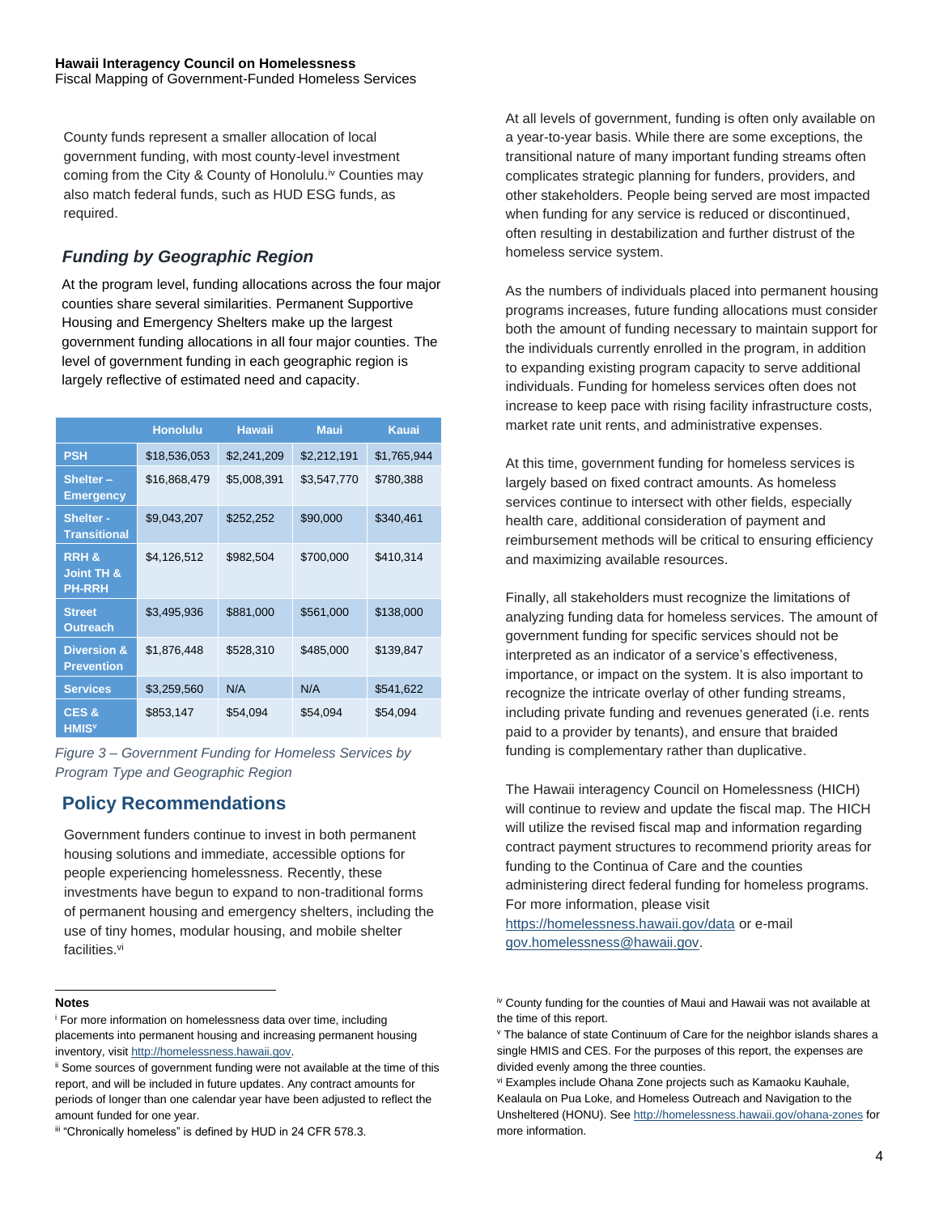County funds represent a smaller allocation of local government funding, with most county-level investment coming from the City & County of Honolulu.[iv] Counties may also match federal funds, such as HUD ESG funds, as required.

### *Funding by Geographic Region*

At the program level, funding allocations across the four major counties share several similarities. Permanent Supportive Housing and Emergency Shelters make up the largest government funding allocations in all four major counties. The level of government funding in each geographic region is largely reflective of estimated need and capacity.

| | Honolulu | Hawaii | Maui | Kauai |
|---|---|---|---|---|
| PSH | $18,536,053 | $2,241,209 | $2,212,191 | $1,765,944 |
| Shelter – Emergency | $16,868,479 | $5,008,391 | $3,547,770 | $780,388 |
| Shelter - Transitional | $9,043,207 | $252,252 | $90,000 | $340,461 |
| RRH & Joint TH & PH-RRH | $4,126,512 | $982,504 | $700,000 | $410,314 |
| Street Outreach | $3,495,936 | $881,000 | $561,000 | $138,000 |
| Diversion & Prevention | $1,876,448 | $528,310 | $485,000 | $139,847 |
| Services | $3,259,560 | N/A | N/A | $541,622 |
| CES & HMIS[v] | $853,147 | $54,094 | $54,094 | $54,094 |

*Figure 3 – Government Funding for Homeless Services by Program Type and Geographic Region*

## Policy Recommendations

Government funders continue to invest in both permanent housing solutions and immediate, accessible options for people experiencing homelessness. Recently, these investments have begun to expand to non-traditional forms of permanent housing and emergency shelters, including the use of tiny homes, modular housing, and mobile shelter facilities.[vi]

At all levels of government, funding is often only available on a year-to-year basis. While there are some exceptions, the transitional nature of many important funding streams often complicates strategic planning for funders, providers, and other stakeholders. People being served are most impacted when funding for any service is reduced or discontinued, often resulting in destabilization and further distrust of the homeless service system.

As the numbers of individuals placed into permanent housing programs increases, future funding allocations must consider both the amount of funding necessary to maintain support for the individuals currently enrolled in the program, in addition to expanding existing program capacity to serve additional individuals. Funding for homeless services often does not increase to keep pace with rising facility infrastructure costs, market rate unit rents, and administrative expenses.

At this time, government funding for homeless services is largely based on fixed contract amounts. As homeless services continue to intersect with other fields, especially health care, additional consideration of payment and reimbursement methods will be critical to ensuring efficiency and maximizing available resources.

Finally, all stakeholders must recognize the limitations of analyzing funding data for homeless services. The amount of government funding for specific services should not be interpreted as an indicator of a service's effectiveness, importance, or impact on the system. It is also important to recognize the intricate overlay of other funding streams, including private funding and revenues generated (i.e. rents paid to a provider by tenants), and ensure that braided funding is complementary rather than duplicative.

The Hawaii interagency Council on Homelessness (HICH) will continue to review and update the fiscal map. The HICH will utilize the revised fiscal map and information regarding contract payment structures to recommend priority areas for funding to the Continua of Care and the counties administering direct federal funding for homeless programs. For more information, please visit https://homelessness.hawaii.gov/data or e-mail gov.homelessness@hawaii.gov.

**Notes**

[i] For more information on homelessness data over time, including placements into permanent housing and increasing permanent housing inventory, visit http://homelessness.hawaii.gov.

[ii] Some sources of government funding were not available at the time of this report, and will be included in future updates. Any contract amounts for periods of longer than one calendar year have been adjusted to reflect the amount funded for one year.

[iii] "Chronically homeless" is defined by HUD in 24 CFR 578.3.

[iv] County funding for the counties of Maui and Hawaii was not available at the time of this report.

[v] The balance of state Continuum of Care for the neighbor islands shares a single HMIS and CES. For the purposes of this report, the expenses are divided evenly among the three counties.

[vi] Examples include Ohana Zone projects such as Kamaoku Kauhale, Kealaula on Pua Loke, and Homeless Outreach and Navigation to the Unsheltered (HONU). See http://homelessness.hawaii.gov/ohana-zones for more information.